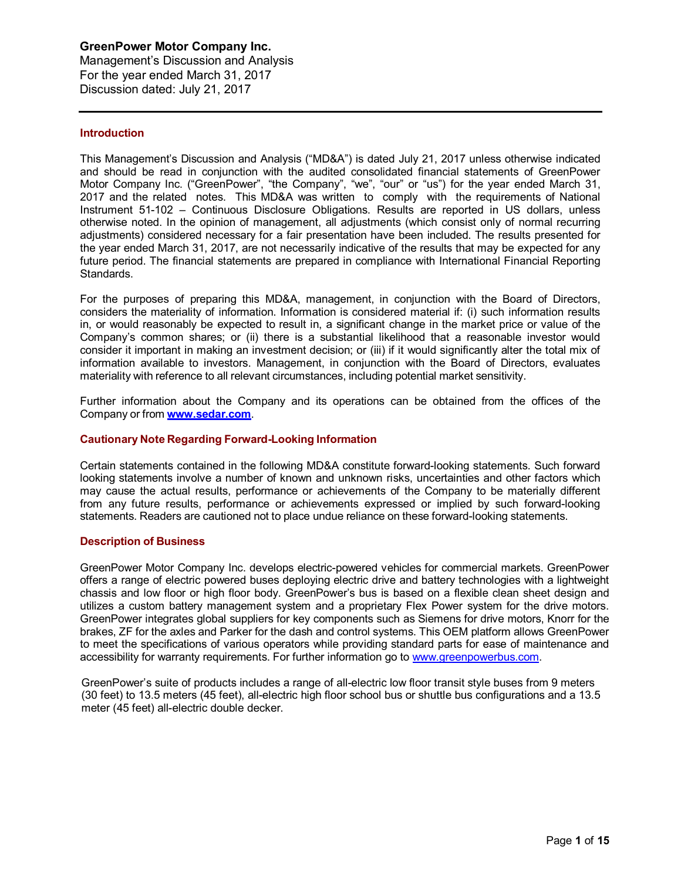**GreenPower Motor Company Inc.**
Management's Discussion and Analysis
For the year ended March 31, 2017
Discussion dated: July 21, 2017

## Introduction

This Management's Discussion and Analysis ("MD&A") is dated July 21, 2017 unless otherwise indicated and should be read in conjunction with the audited consolidated financial statements of GreenPower Motor Company Inc. ("GreenPower", "the Company", "we", "our" or "us") for the year ended March 31, 2017 and the related notes. This MD&A was written to comply with the requirements of National Instrument 51-102 – Continuous Disclosure Obligations. Results are reported in US dollars, unless otherwise noted. In the opinion of management, all adjustments (which consist only of normal recurring adjustments) considered necessary for a fair presentation have been included. The results presented for the year ended March 31, 2017, are not necessarily indicative of the results that may be expected for any future period. The financial statements are prepared in compliance with International Financial Reporting Standards.

For the purposes of preparing this MD&A, management, in conjunction with the Board of Directors, considers the materiality of information. Information is considered material if: (i) such information results in, or would reasonably be expected to result in, a significant change in the market price or value of the Company's common shares; or (ii) there is a substantial likelihood that a reasonable investor would consider it important in making an investment decision; or (iii) if it would significantly alter the total mix of information available to investors. Management, in conjunction with the Board of Directors, evaluates materiality with reference to all relevant circumstances, including potential market sensitivity.

Further information about the Company and its operations can be obtained from the offices of the Company or from **www.sedar.com**.

## Cautionary Note Regarding Forward-Looking Information

Certain statements contained in the following MD&A constitute forward-looking statements. Such forward looking statements involve a number of known and unknown risks, uncertainties and other factors which may cause the actual results, performance or achievements of the Company to be materially different from any future results, performance or achievements expressed or implied by such forward-looking statements. Readers are cautioned not to place undue reliance on these forward-looking statements.

## Description of Business

GreenPower Motor Company Inc. develops electric-powered vehicles for commercial markets. GreenPower offers a range of electric powered buses deploying electric drive and battery technologies with a lightweight chassis and low floor or high floor body. GreenPower's bus is based on a flexible clean sheet design and utilizes a custom battery management system and a proprietary Flex Power system for the drive motors. GreenPower integrates global suppliers for key components such as Siemens for drive motors, Knorr for the brakes, ZF for the axles and Parker for the dash and control systems. This OEM platform allows GreenPower to meet the specifications of various operators while providing standard parts for ease of maintenance and accessibility for warranty requirements. For further information go to www.greenpowerbus.com.

GreenPower's suite of products includes a range of all-electric low floor transit style buses from 9 meters (30 feet) to 13.5 meters (45 feet), all-electric high floor school bus or shuttle bus configurations and a 13.5 meter (45 feet) all-electric double decker.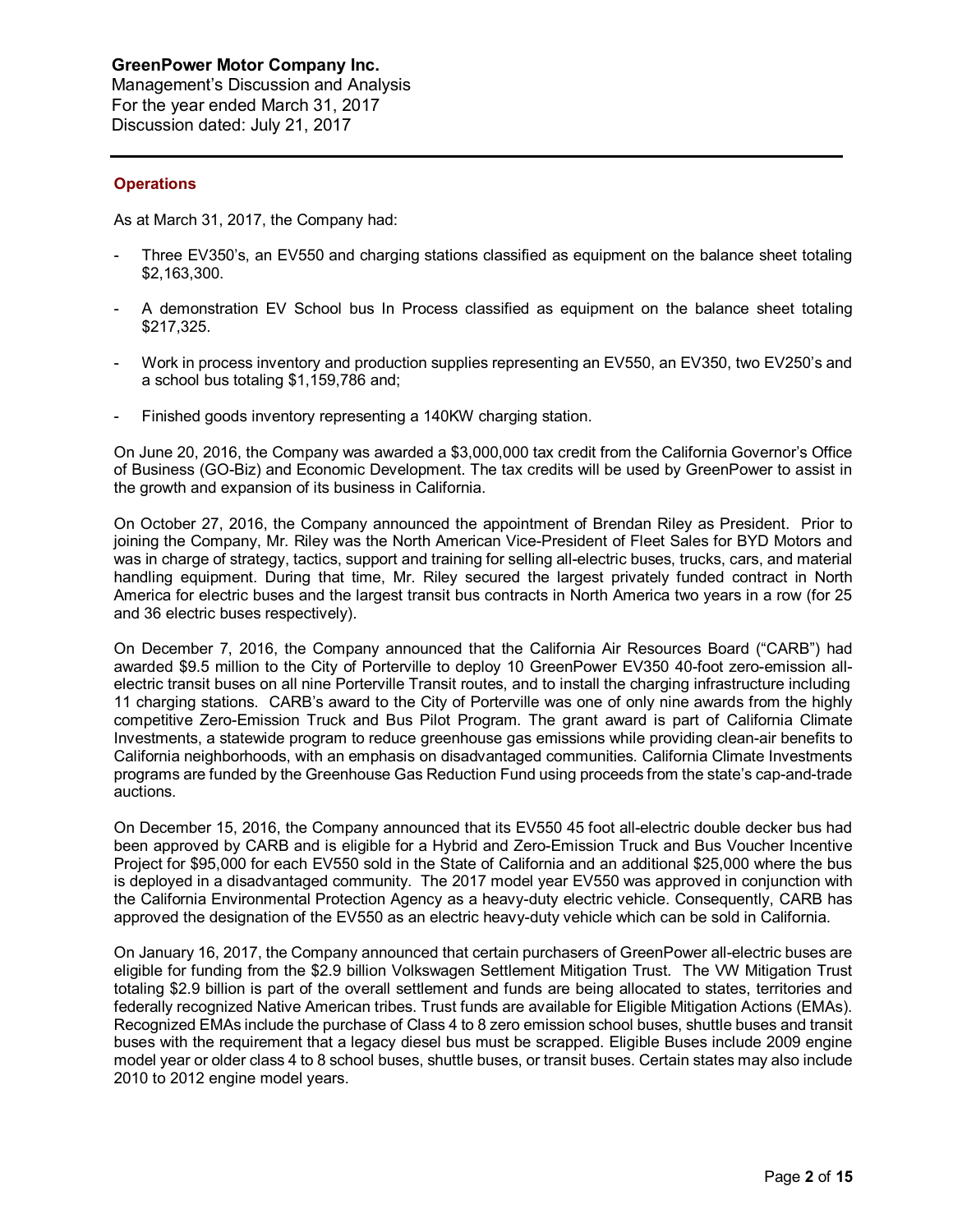## Operations

As at March 31, 2017, the Company had:

- Three EV350's, an EV550 and charging stations classified as equipment on the balance sheet totaling $2,163,300.
- A demonstration EV School bus In Process classified as equipment on the balance sheet totaling $217,325.
- Work in process inventory and production supplies representing an EV550, an EV350, two EV250's and a school bus totaling $1,159,786 and;
- Finished goods inventory representing a 140KW charging station.

On June 20, 2016, the Company was awarded a $3,000,000 tax credit from the California Governor's Office of Business (GO-Biz) and Economic Development. The tax credits will be used by GreenPower to assist in the growth and expansion of its business in California.

On October 27, 2016, the Company announced the appointment of Brendan Riley as President. Prior to joining the Company, Mr. Riley was the North American Vice-President of Fleet Sales for BYD Motors and was in charge of strategy, tactics, support and training for selling all-electric buses, trucks, cars, and material handling equipment. During that time, Mr. Riley secured the largest privately funded contract in North America for electric buses and the largest transit bus contracts in North America two years in a row (for 25 and 36 electric buses respectively).

On December 7, 2016, the Company announced that the California Air Resources Board ("CARB") had awarded $9.5 million to the City of Porterville to deploy 10 GreenPower EV350 40-foot zero-emission all-electric transit buses on all nine Porterville Transit routes, and to install the charging infrastructure including 11 charging stations. CARB's award to the City of Porterville was one of only nine awards from the highly competitive Zero-Emission Truck and Bus Pilot Program. The grant award is part of California Climate Investments, a statewide program to reduce greenhouse gas emissions while providing clean-air benefits to California neighborhoods, with an emphasis on disadvantaged communities. California Climate Investments programs are funded by the Greenhouse Gas Reduction Fund using proceeds from the state's cap-and-trade auctions.

On December 15, 2016, the Company announced that its EV550 45 foot all-electric double decker bus had been approved by CARB and is eligible for a Hybrid and Zero-Emission Truck and Bus Voucher Incentive Project for $95,000 for each EV550 sold in the State of California and an additional $25,000 where the bus is deployed in a disadvantaged community. The 2017 model year EV550 was approved in conjunction with the California Environmental Protection Agency as a heavy-duty electric vehicle. Consequently, CARB has approved the designation of the EV550 as an electric heavy-duty vehicle which can be sold in California.

On January 16, 2017, the Company announced that certain purchasers of GreenPower all-electric buses are eligible for funding from the $2.9 billion Volkswagen Settlement Mitigation Trust. The VW Mitigation Trust totaling $2.9 billion is part of the overall settlement and funds are being allocated to states, territories and federally recognized Native American tribes. Trust funds are available for Eligible Mitigation Actions (EMAs). Recognized EMAs include the purchase of Class 4 to 8 zero emission school buses, shuttle buses and transit buses with the requirement that a legacy diesel bus must be scrapped. Eligible Buses include 2009 engine model year or older class 4 to 8 school buses, shuttle buses, or transit buses. Certain states may also include 2010 to 2012 engine model years.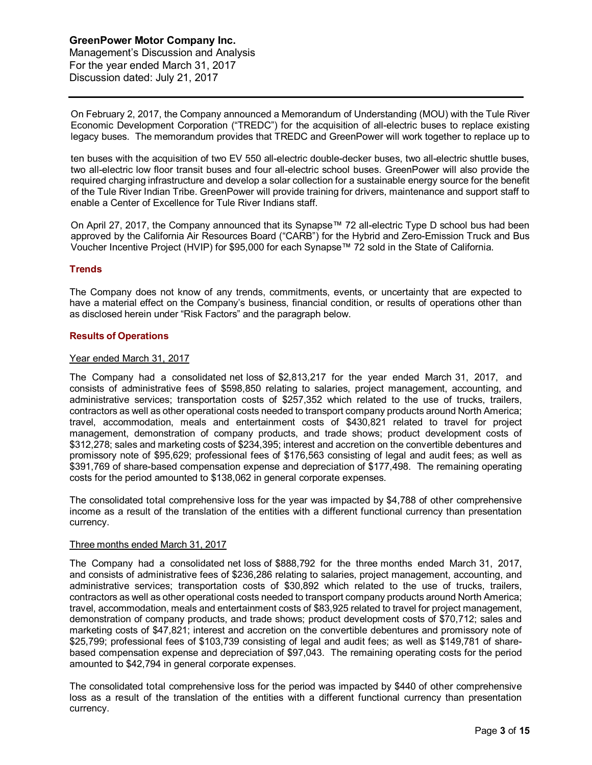On February 2, 2017, the Company announced a Memorandum of Understanding (MOU) with the Tule River Economic Development Corporation ("TREDC") for the acquisition of all-electric buses to replace existing legacy buses. The memorandum provides that TREDC and GreenPower will work together to replace up to ten buses with the acquisition of two EV 550 all-electric double-decker buses, two all-electric shuttle buses, two all-electric low floor transit buses and four all-electric school buses. GreenPower will also provide the required charging infrastructure and develop a solar collection for a sustainable energy source for the benefit of the Tule River Indian Tribe. GreenPower will provide training for drivers, maintenance and support staff to enable a Center of Excellence for Tule River Indians staff.

On April 27, 2017, the Company announced that its Synapse™ 72 all-electric Type D school bus had been approved by the California Air Resources Board ("CARB") for the Hybrid and Zero-Emission Truck and Bus Voucher Incentive Project (HVIP) for $95,000 for each Synapse™ 72 sold in the State of California.

## Trends

The Company does not know of any trends, commitments, events, or uncertainty that are expected to have a material effect on the Company's business, financial condition, or results of operations other than as disclosed herein under "Risk Factors" and the paragraph below.

## Results of Operations

### Year ended March 31, 2017

The Company had a consolidated net loss of $2,813,217 for the year ended March 31, 2017, and consists of administrative fees of $598,850 relating to salaries, project management, accounting, and administrative services; transportation costs of $257,352 which related to the use of trucks, trailers, contractors as well as other operational costs needed to transport company products around North America; travel, accommodation, meals and entertainment costs of $430,821 related to travel for project management, demonstration of company products, and trade shows; product development costs of $312,278; sales and marketing costs of $234,395; interest and accretion on the convertible debentures and promissory note of $95,629; professional fees of $176,563 consisting of legal and audit fees; as well as $391,769 of share-based compensation expense and depreciation of $177,498. The remaining operating costs for the period amounted to $138,062 in general corporate expenses.

The consolidated total comprehensive loss for the year was impacted by $4,788 of other comprehensive income as a result of the translation of the entities with a different functional currency than presentation currency.

### Three months ended March 31, 2017

The Company had a consolidated net loss of $888,792 for the three months ended March 31, 2017, and consists of administrative fees of $236,286 relating to salaries, project management, accounting, and administrative services; transportation costs of $30,892 which related to the use of trucks, trailers, contractors as well as other operational costs needed to transport company products around North America; travel, accommodation, meals and entertainment costs of $83,925 related to travel for project management, demonstration of company products, and trade shows; product development costs of $70,712; sales and marketing costs of $47,821; interest and accretion on the convertible debentures and promissory note of $25,799; professional fees of $103,739 consisting of legal and audit fees; as well as $149,781 of share-based compensation expense and depreciation of $97,043. The remaining operating costs for the period amounted to $42,794 in general corporate expenses.

The consolidated total comprehensive loss for the period was impacted by $440 of other comprehensive loss as a result of the translation of the entities with a different functional currency than presentation currency.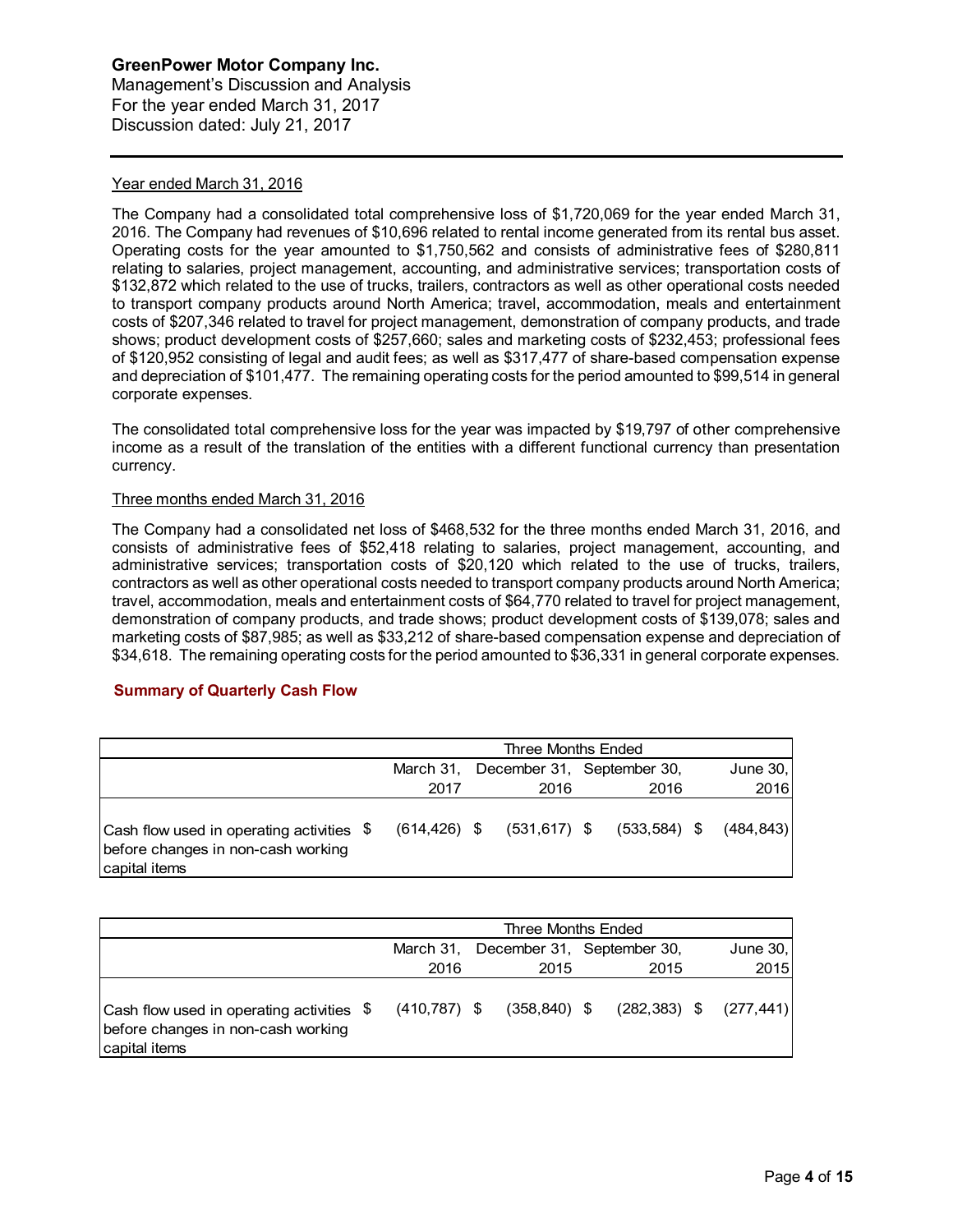### Year ended March 31, 2016

The Company had a consolidated total comprehensive loss of $1,720,069 for the year ended March 31, 2016. The Company had revenues of $10,696 related to rental income generated from its rental bus asset. Operating costs for the year amounted to $1,750,562 and consists of administrative fees of $280,811 relating to salaries, project management, accounting, and administrative services; transportation costs of $132,872 which related to the use of trucks, trailers, contractors as well as other operational costs needed to transport company products around North America; travel, accommodation, meals and entertainment costs of $207,346 related to travel for project management, demonstration of company products, and trade shows; product development costs of $257,660; sales and marketing costs of $232,453; professional fees of $120,952 consisting of legal and audit fees; as well as $317,477 of share-based compensation expense and depreciation of $101,477. The remaining operating costs for the period amounted to $99,514 in general corporate expenses.

The consolidated total comprehensive loss for the year was impacted by $19,797 of other comprehensive income as a result of the translation of the entities with a different functional currency than presentation currency.

### Three months ended March 31, 2016

The Company had a consolidated net loss of $468,532 for the three months ended March 31, 2016, and consists of administrative fees of $52,418 relating to salaries, project management, accounting, and administrative services; transportation costs of $20,120 which related to the use of trucks, trailers, contractors as well as other operational costs needed to transport company products around North America; travel, accommodation, meals and entertainment costs of $64,770 related to travel for project management, demonstration of company products, and trade shows; product development costs of $139,078; sales and marketing costs of $87,985; as well as $33,212 of share-based compensation expense and depreciation of $34,618. The remaining operating costs for the period amounted to $36,331 in general corporate expenses.

## Summary of Quarterly Cash Flow

| | Three Months Ended | | | |
|---|---|---|---|---|
| | March 31, 2017 | December 31, 2016 | September 30, 2016 | June 30, 2016 |
| Cash flow used in operating activities before changes in non-cash working capital items | $ (614,426) | $ (531,617) | $ (533,584) | $ (484,843) |

| | Three Months Ended | | | |
|---|---|---|---|---|
| | March 31, 2016 | December 31, 2015 | September 30, 2015 | June 30, 2015 |
| Cash flow used in operating activities before changes in non-cash working capital items | $ (410,787) | $ (358,840) | $ (282,383) | $ (277,441) |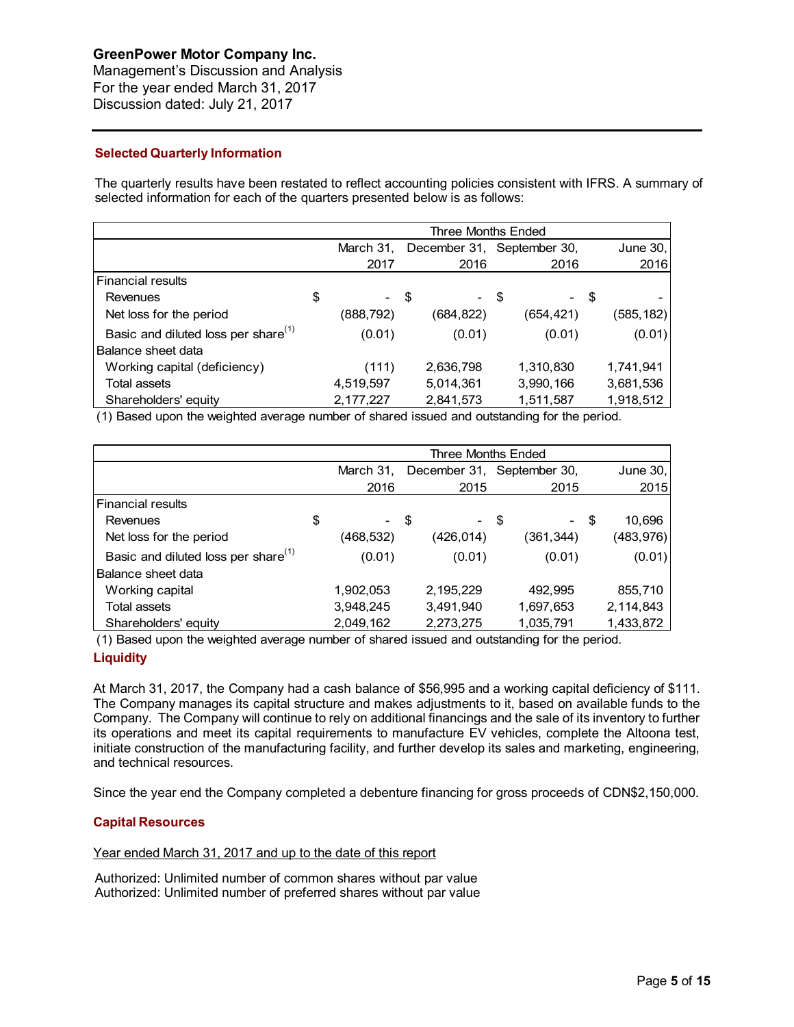## Selected Quarterly Information

The quarterly results have been restated to reflect accounting policies consistent with IFRS. A summary of selected information for each of the quarters presented below is as follows:

| | Three Months Ended | | | |
|---|---|---|---|---|
| | March 31, 2017 | December 31, 2016 | September 30, 2016 | June 30, 2016 |
| Financial results | | | | |
| Revenues | $ - | $ - | $ - | $ - |
| Net loss for the period | (888,792) | (684,822) | (654,421) | (585,182) |
| Basic and diluted loss per share[(1)] | (0.01) | (0.01) | (0.01) | (0.01) |
| Balance sheet data | | | | |
| Working capital (deficiency) | (111) | 2,636,798 | 1,310,830 | 1,741,941 |
| Total assets | 4,519,597 | 5,014,361 | 3,990,166 | 3,681,536 |
| Shareholders' equity | 2,177,227 | 2,841,573 | 1,511,587 | 1,918,512 |

(1) Based upon the weighted average number of shared issued and outstanding for the period.

| | Three Months Ended | | | |
|---|---|---|---|---|
| | March 31, 2016 | December 31, 2015 | September 30, 2015 | June 30, 2015 |
| Financial results | | | | |
| Revenues | $ - | $ - | $ - | $ 10,696 |
| Net loss for the period | (468,532) | (426,014) | (361,344) | (483,976) |
| Basic and diluted loss per share[(1)] | (0.01) | (0.01) | (0.01) | (0.01) |
| Balance sheet data | | | | |
| Working capital | 1,902,053 | 2,195,229 | 492,995 | 855,710 |
| Total assets | 3,948,245 | 3,491,940 | 1,697,653 | 2,114,843 |
| Shareholders' equity | 2,049,162 | 2,273,275 | 1,035,791 | 1,433,872 |

(1) Based upon the weighted average number of shared issued and outstanding for the period.

## Liquidity

At March 31, 2017, the Company had a cash balance of $56,995 and a working capital deficiency of $111. The Company manages its capital structure and makes adjustments to it, based on available funds to the Company. The Company will continue to rely on additional financings and the sale of its inventory to further its operations and meet its capital requirements to manufacture EV vehicles, complete the Altoona test, initiate construction of the manufacturing facility, and further develop its sales and marketing, engineering, and technical resources.

Since the year end the Company completed a debenture financing for gross proceeds of CDN$2,150,000.

## Capital Resources

Year ended March 31, 2017 and up to the date of this report

Authorized: Unlimited number of common shares without par value
Authorized: Unlimited number of preferred shares without par value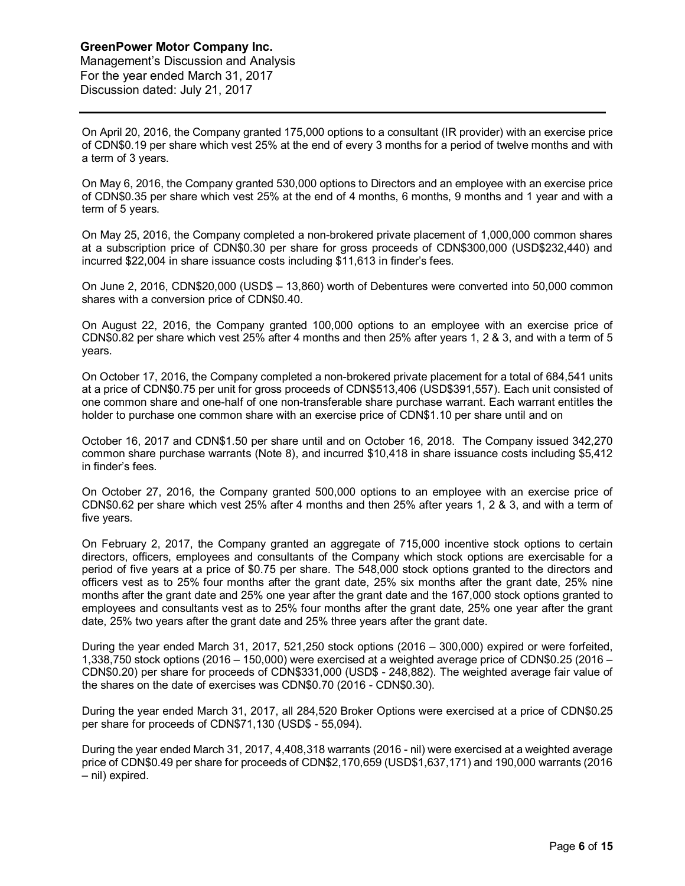On April 20, 2016, the Company granted 175,000 options to a consultant (IR provider) with an exercise price of CDN$0.19 per share which vest 25% at the end of every 3 months for a period of twelve months and with a term of 3 years.

On May 6, 2016, the Company granted 530,000 options to Directors and an employee with an exercise price of CDN$0.35 per share which vest 25% at the end of 4 months, 6 months, 9 months and 1 year and with a term of 5 years.

On May 25, 2016, the Company completed a non-brokered private placement of 1,000,000 common shares at a subscription price of CDN$0.30 per share for gross proceeds of CDN$300,000 (USD$232,440) and incurred $22,004 in share issuance costs including $11,613 in finder's fees.

On June 2, 2016, CDN$20,000 (USD$ – 13,860) worth of Debentures were converted into 50,000 common shares with a conversion price of CDN$0.40.

On August 22, 2016, the Company granted 100,000 options to an employee with an exercise price of CDN$0.82 per share which vest 25% after 4 months and then 25% after years 1, 2 & 3, and with a term of 5 years.

On October 17, 2016, the Company completed a non-brokered private placement for a total of 684,541 units at a price of CDN$0.75 per unit for gross proceeds of CDN$513,406 (USD$391,557). Each unit consisted of one common share and one-half of one non-transferable share purchase warrant. Each warrant entitles the holder to purchase one common share with an exercise price of CDN$1.10 per share until and on October 16, 2017 and CDN$1.50 per share until and on October 16, 2018. The Company issued 342,270 common share purchase warrants (Note 8), and incurred $10,418 in share issuance costs including $5,412 in finder's fees.

On October 27, 2016, the Company granted 500,000 options to an employee with an exercise price of CDN$0.62 per share which vest 25% after 4 months and then 25% after years 1, 2 & 3, and with a term of five years.

On February 2, 2017, the Company granted an aggregate of 715,000 incentive stock options to certain directors, officers, employees and consultants of the Company which stock options are exercisable for a period of five years at a price of $0.75 per share. The 548,000 stock options granted to the directors and officers vest as to 25% four months after the grant date, 25% six months after the grant date, 25% nine months after the grant date and 25% one year after the grant date and the 167,000 stock options granted to employees and consultants vest as to 25% four months after the grant date, 25% one year after the grant date, 25% two years after the grant date and 25% three years after the grant date.

During the year ended March 31, 2017, 521,250 stock options (2016 – 300,000) expired or were forfeited, 1,338,750 stock options (2016 – 150,000) were exercised at a weighted average price of CDN$0.25 (2016 – CDN$0.20) per share for proceeds of CDN$331,000 (USD$ - 248,882). The weighted average fair value of the shares on the date of exercises was CDN$0.70 (2016 - CDN$0.30).

During the year ended March 31, 2017, all 284,520 Broker Options were exercised at a price of CDN$0.25 per share for proceeds of CDN$71,130 (USD$ - 55,094).

During the year ended March 31, 2017, 4,408,318 warrants (2016 - nil) were exercised at a weighted average price of CDN$0.49 per share for proceeds of CDN$2,170,659 (USD$1,637,171) and 190,000 warrants (2016 – nil) expired.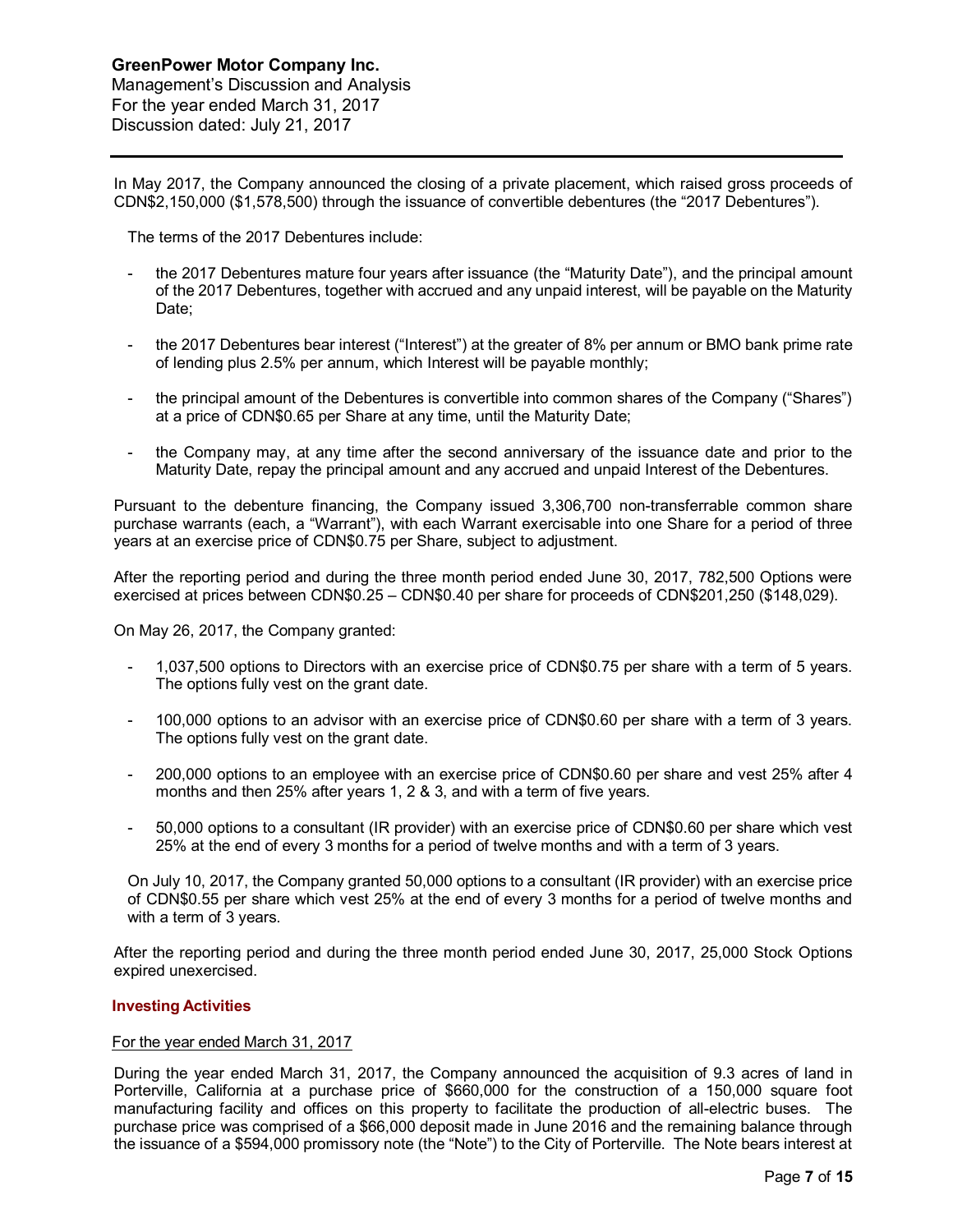In May 2017, the Company announced the closing of a private placement, which raised gross proceeds of CDN$2,150,000 ($1,578,500) through the issuance of convertible debentures (the "2017 Debentures").

The terms of the 2017 Debentures include:

- the 2017 Debentures mature four years after issuance (the "Maturity Date"), and the principal amount of the 2017 Debentures, together with accrued and any unpaid interest, will be payable on the Maturity Date;

- the 2017 Debentures bear interest ("Interest") at the greater of 8% per annum or BMO bank prime rate of lending plus 2.5% per annum, which Interest will be payable monthly;

- the principal amount of the Debentures is convertible into common shares of the Company ("Shares") at a price of CDN$0.65 per Share at any time, until the Maturity Date;

- the Company may, at any time after the second anniversary of the issuance date and prior to the Maturity Date, repay the principal amount and any accrued and unpaid Interest of the Debentures.

Pursuant to the debenture financing, the Company issued 3,306,700 non-transferrable common share purchase warrants (each, a "Warrant"), with each Warrant exercisable into one Share for a period of three years at an exercise price of CDN$0.75 per Share, subject to adjustment.

After the reporting period and during the three month period ended June 30, 2017, 782,500 Options were exercised at prices between CDN$0.25 – CDN$0.40 per share for proceeds of CDN$201,250 ($148,029).

On May 26, 2017, the Company granted:

- 1,037,500 options to Directors with an exercise price of CDN$0.75 per share with a term of 5 years. The options fully vest on the grant date.

- 100,000 options to an advisor with an exercise price of CDN$0.60 per share with a term of 3 years. The options fully vest on the grant date.

- 200,000 options to an employee with an exercise price of CDN$0.60 per share and vest 25% after 4 months and then 25% after years 1, 2 & 3, and with a term of five years.

- 50,000 options to a consultant (IR provider) with an exercise price of CDN$0.60 per share which vest 25% at the end of every 3 months for a period of twelve months and with a term of 3 years.

On July 10, 2017, the Company granted 50,000 options to a consultant (IR provider) with an exercise price of CDN$0.55 per share which vest 25% at the end of every 3 months for a period of twelve months and with a term of 3 years.

After the reporting period and during the three month period ended June 30, 2017, 25,000 Stock Options expired unexercised.

### Investing Activities

For the year ended March 31, 2017

During the year ended March 31, 2017, the Company announced the acquisition of 9.3 acres of land in Porterville, California at a purchase price of $660,000 for the construction of a 150,000 square foot manufacturing facility and offices on this property to facilitate the production of all-electric buses. The purchase price was comprised of a $66,000 deposit made in June 2016 and the remaining balance through the issuance of a $594,000 promissory note (the "Note") to the City of Porterville. The Note bears interest at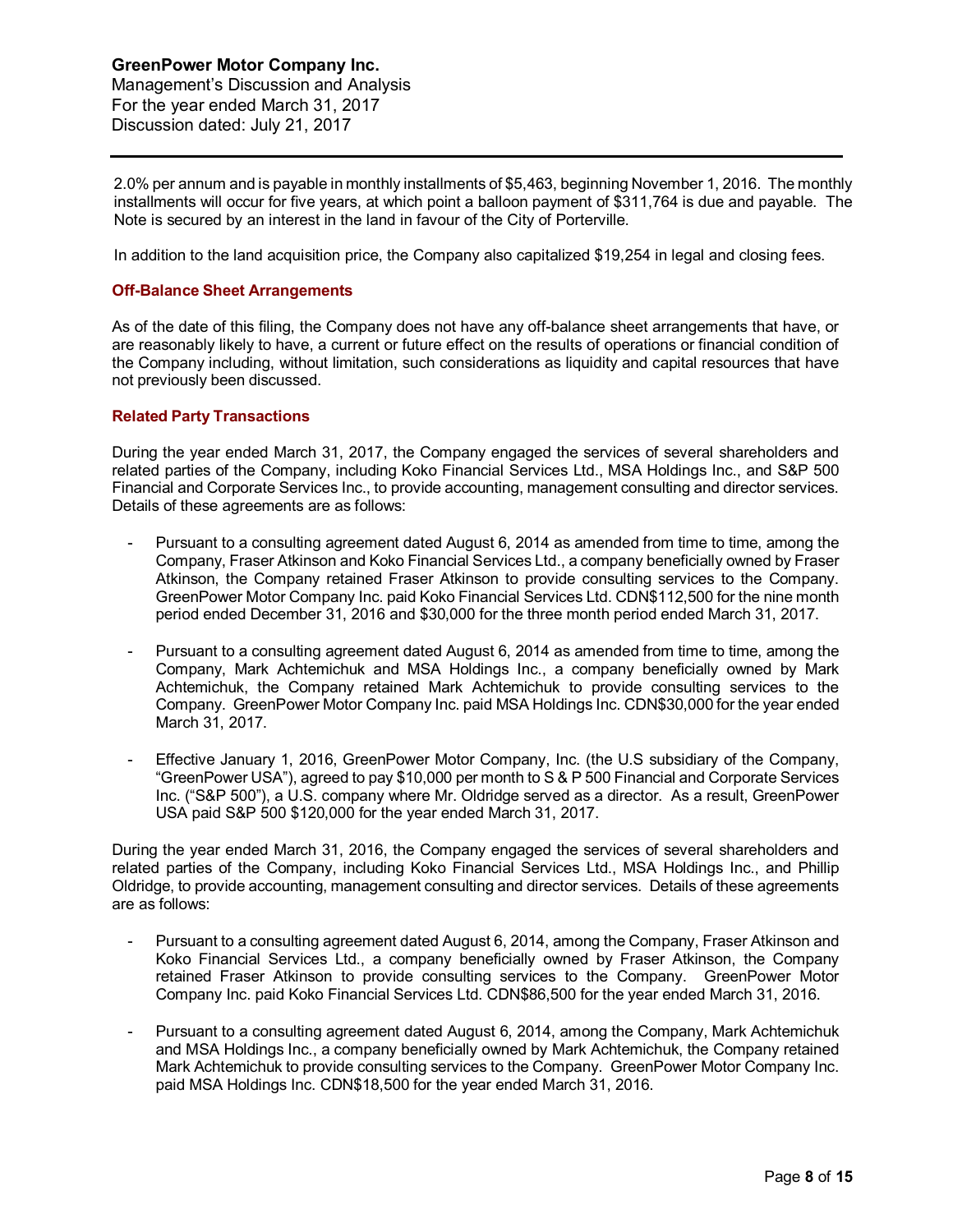2.0% per annum and is payable in monthly installments of $5,463, beginning November 1, 2016. The monthly installments will occur for five years, at which point a balloon payment of $311,764 is due and payable. The Note is secured by an interest in the land in favour of the City of Porterville.

In addition to the land acquisition price, the Company also capitalized $19,254 in legal and closing fees.

### Off-Balance Sheet Arrangements

As of the date of this filing, the Company does not have any off-balance sheet arrangements that have, or are reasonably likely to have, a current or future effect on the results of operations or financial condition of the Company including, without limitation, such considerations as liquidity and capital resources that have not previously been discussed.

### Related Party Transactions

During the year ended March 31, 2017, the Company engaged the services of several shareholders and related parties of the Company, including Koko Financial Services Ltd., MSA Holdings Inc., and S&P 500 Financial and Corporate Services Inc., to provide accounting, management consulting and director services. Details of these agreements are as follows:

- Pursuant to a consulting agreement dated August 6, 2014 as amended from time to time, among the Company, Fraser Atkinson and Koko Financial Services Ltd., a company beneficially owned by Fraser Atkinson, the Company retained Fraser Atkinson to provide consulting services to the Company. GreenPower Motor Company Inc. paid Koko Financial Services Ltd. CDN$112,500 for the nine month period ended December 31, 2016 and $30,000 for the three month period ended March 31, 2017.
- Pursuant to a consulting agreement dated August 6, 2014 as amended from time to time, among the Company, Mark Achtemichuk and MSA Holdings Inc., a company beneficially owned by Mark Achtemichuk, the Company retained Mark Achtemichuk to provide consulting services to the Company. GreenPower Motor Company Inc. paid MSA Holdings Inc. CDN$30,000 for the year ended March 31, 2017.
- Effective January 1, 2016, GreenPower Motor Company, Inc. (the U.S subsidiary of the Company, "GreenPower USA"), agreed to pay $10,000 per month to S & P 500 Financial and Corporate Services Inc. ("S&P 500"), a U.S. company where Mr. Oldridge served as a director. As a result, GreenPower USA paid S&P 500 $120,000 for the year ended March 31, 2017.

During the year ended March 31, 2016, the Company engaged the services of several shareholders and related parties of the Company, including Koko Financial Services Ltd., MSA Holdings Inc., and Phillip Oldridge, to provide accounting, management consulting and director services. Details of these agreements are as follows:

- Pursuant to a consulting agreement dated August 6, 2014, among the Company, Fraser Atkinson and Koko Financial Services Ltd., a company beneficially owned by Fraser Atkinson, the Company retained Fraser Atkinson to provide consulting services to the Company. GreenPower Motor Company Inc. paid Koko Financial Services Ltd. CDN$86,500 for the year ended March 31, 2016.
- Pursuant to a consulting agreement dated August 6, 2014, among the Company, Mark Achtemichuk and MSA Holdings Inc., a company beneficially owned by Mark Achtemichuk, the Company retained Mark Achtemichuk to provide consulting services to the Company. GreenPower Motor Company Inc. paid MSA Holdings Inc. CDN$18,500 for the year ended March 31, 2016.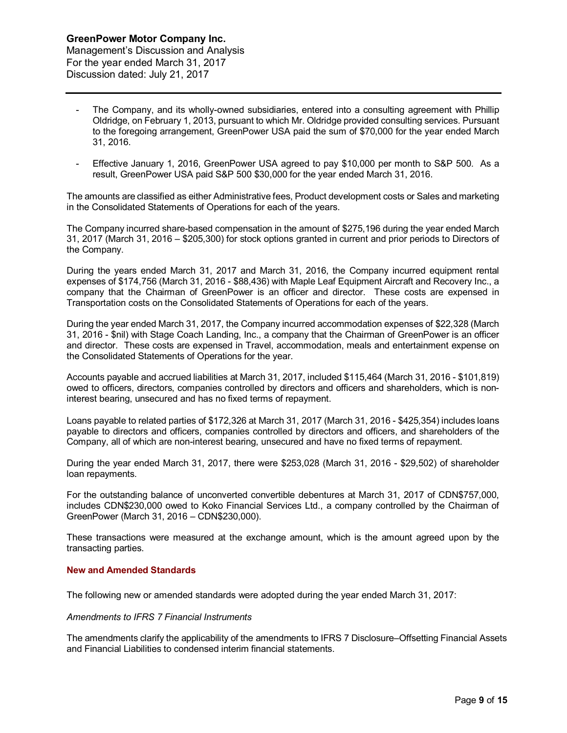- The Company, and its wholly-owned subsidiaries, entered into a consulting agreement with Phillip Oldridge, on February 1, 2013, pursuant to which Mr. Oldridge provided consulting services. Pursuant to the foregoing arrangement, GreenPower USA paid the sum of $70,000 for the year ended March 31, 2016.
- Effective January 1, 2016, GreenPower USA agreed to pay $10,000 per month to S&P 500. As a result, GreenPower USA paid S&P 500 $30,000 for the year ended March 31, 2016.

The amounts are classified as either Administrative fees, Product development costs or Sales and marketing in the Consolidated Statements of Operations for each of the years.

The Company incurred share-based compensation in the amount of $275,196 during the year ended March 31, 2017 (March 31, 2016 – $205,300) for stock options granted in current and prior periods to Directors of the Company.

During the years ended March 31, 2017 and March 31, 2016, the Company incurred equipment rental expenses of $174,756 (March 31, 2016 - $88,436) with Maple Leaf Equipment Aircraft and Recovery Inc., a company that the Chairman of GreenPower is an officer and director. These costs are expensed in Transportation costs on the Consolidated Statements of Operations for each of the years.

During the year ended March 31, 2017, the Company incurred accommodation expenses of $22,328 (March 31, 2016 - $nil) with Stage Coach Landing, Inc., a company that the Chairman of GreenPower is an officer and director. These costs are expensed in Travel, accommodation, meals and entertainment expense on the Consolidated Statements of Operations for the year.

Accounts payable and accrued liabilities at March 31, 2017, included $115,464 (March 31, 2016 - $101,819) owed to officers, directors, companies controlled by directors and officers and shareholders, which is non-interest bearing, unsecured and has no fixed terms of repayment.

Loans payable to related parties of $172,326 at March 31, 2017 (March 31, 2016 - $425,354) includes loans payable to directors and officers, companies controlled by directors and officers, and shareholders of the Company, all of which are non-interest bearing, unsecured and have no fixed terms of repayment.

During the year ended March 31, 2017, there were $253,028 (March 31, 2016 - $29,502) of shareholder loan repayments.

For the outstanding balance of unconverted convertible debentures at March 31, 2017 of CDN$757,000, includes CDN$230,000 owed to Koko Financial Services Ltd., a company controlled by the Chairman of GreenPower (March 31, 2016 – CDN$230,000).

These transactions were measured at the exchange amount, which is the amount agreed upon by the transacting parties.

## New and Amended Standards

The following new or amended standards were adopted during the year ended March 31, 2017:

*Amendments to IFRS 7 Financial Instruments*

The amendments clarify the applicability of the amendments to IFRS 7 Disclosure–Offsetting Financial Assets and Financial Liabilities to condensed interim financial statements.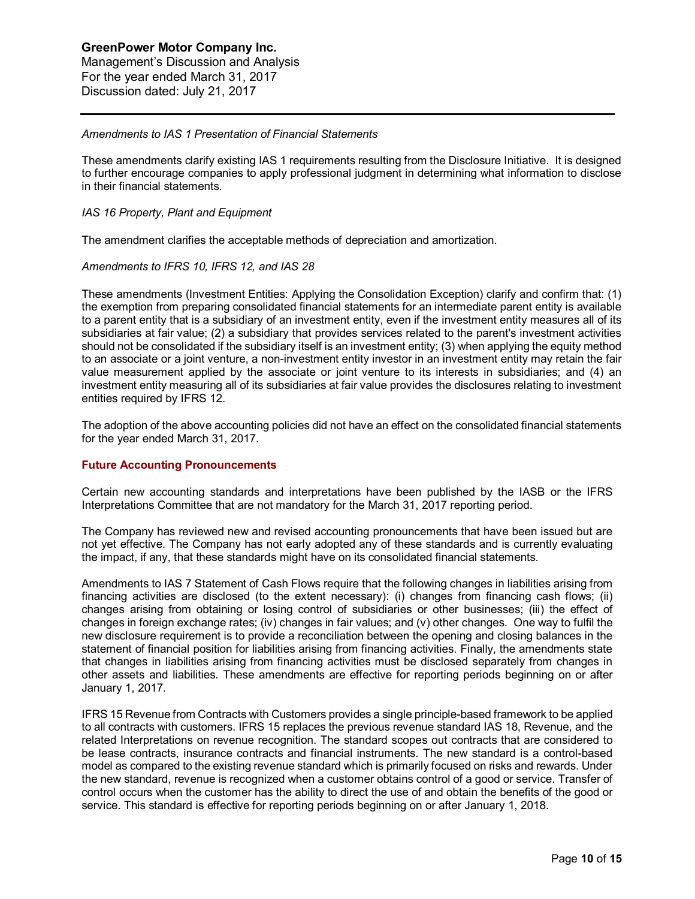*Amendments to IAS 1 Presentation of Financial Statements*

These amendments clarify existing IAS 1 requirements resulting from the Disclosure Initiative. It is designed to further encourage companies to apply professional judgment in determining what information to disclose in their financial statements.

*IAS 16 Property, Plant and Equipment*

The amendment clarifies the acceptable methods of depreciation and amortization.

*Amendments to IFRS 10, IFRS 12, and IAS 28*

These amendments (Investment Entities: Applying the Consolidation Exception) clarify and confirm that: (1) the exemption from preparing consolidated financial statements for an intermediate parent entity is available to a parent entity that is a subsidiary of an investment entity, even if the investment entity measures all of its subsidiaries at fair value; (2) a subsidiary that provides services related to the parent's investment activities should not be consolidated if the subsidiary itself is an investment entity; (3) when applying the equity method to an associate or a joint venture, a non-investment entity investor in an investment entity may retain the fair value measurement applied by the associate or joint venture to its interests in subsidiaries; and (4) an investment entity measuring all of its subsidiaries at fair value provides the disclosures relating to investment entities required by IFRS 12.

The adoption of the above accounting policies did not have an effect on the consolidated financial statements for the year ended March 31, 2017.

## Future Accounting Pronouncements

Certain new accounting standards and interpretations have been published by the IASB or the IFRS Interpretations Committee that are not mandatory for the March 31, 2017 reporting period.

The Company has reviewed new and revised accounting pronouncements that have been issued but are not yet effective. The Company has not early adopted any of these standards and is currently evaluating the impact, if any, that these standards might have on its consolidated financial statements.

Amendments to IAS 7 Statement of Cash Flows require that the following changes in liabilities arising from financing activities are disclosed (to the extent necessary): (i) changes from financing cash flows; (ii) changes arising from obtaining or losing control of subsidiaries or other businesses; (iii) the effect of changes in foreign exchange rates; (iv) changes in fair values; and (v) other changes. One way to fulfil the new disclosure requirement is to provide a reconciliation between the opening and closing balances in the statement of financial position for liabilities arising from financing activities. Finally, the amendments state that changes in liabilities arising from financing activities must be disclosed separately from changes in other assets and liabilities. These amendments are effective for reporting periods beginning on or after January 1, 2017.

IFRS 15 Revenue from Contracts with Customers provides a single principle-based framework to be applied to all contracts with customers. IFRS 15 replaces the previous revenue standard IAS 18, Revenue, and the related Interpretations on revenue recognition. The standard scopes out contracts that are considered to be lease contracts, insurance contracts and financial instruments. The new standard is a control-based model as compared to the existing revenue standard which is primarily focused on risks and rewards. Under the new standard, revenue is recognized when a customer obtains control of a good or service. Transfer of control occurs when the customer has the ability to direct the use of and obtain the benefits of the good or service. This standard is effective for reporting periods beginning on or after January 1, 2018.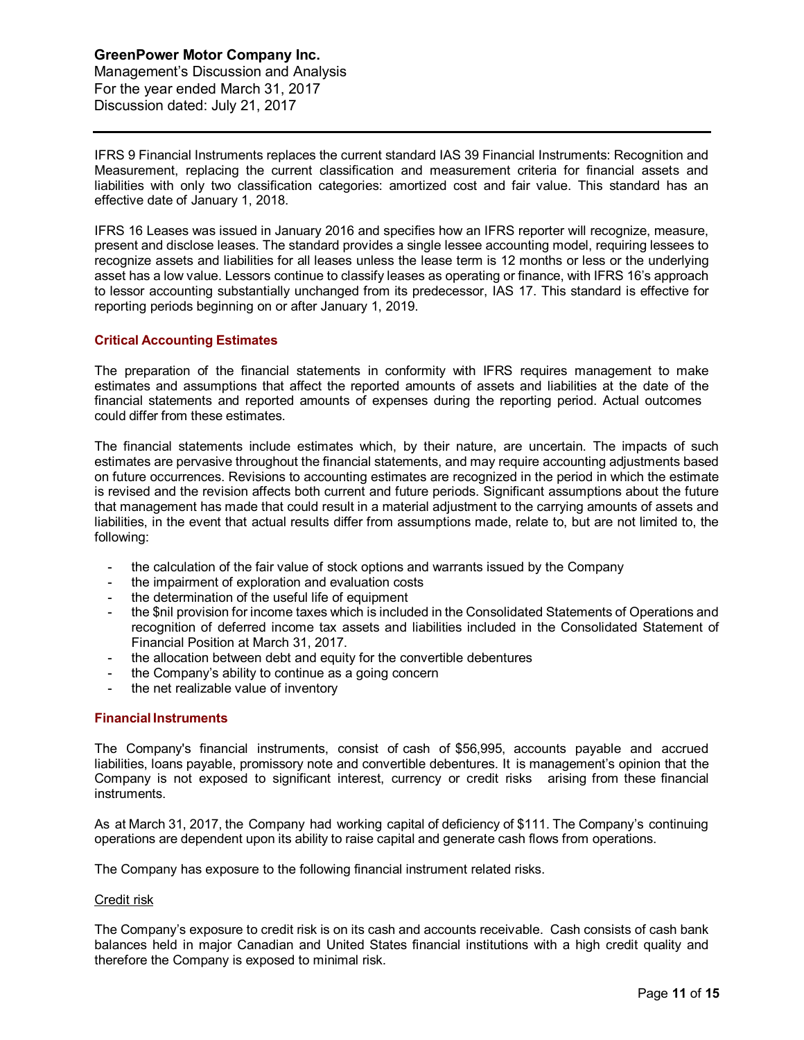IFRS 9 Financial Instruments replaces the current standard IAS 39 Financial Instruments: Recognition and Measurement, replacing the current classification and measurement criteria for financial assets and liabilities with only two classification categories: amortized cost and fair value. This standard has an effective date of January 1, 2018.

IFRS 16 Leases was issued in January 2016 and specifies how an IFRS reporter will recognize, measure, present and disclose leases. The standard provides a single lessee accounting model, requiring lessees to recognize assets and liabilities for all leases unless the lease term is 12 months or less or the underlying asset has a low value. Lessors continue to classify leases as operating or finance, with IFRS 16's approach to lessor accounting substantially unchanged from its predecessor, IAS 17. This standard is effective for reporting periods beginning on or after January 1, 2019.

## Critical Accounting Estimates

The preparation of the financial statements in conformity with IFRS requires management to make estimates and assumptions that affect the reported amounts of assets and liabilities at the date of the financial statements and reported amounts of expenses during the reporting period. Actual outcomes could differ from these estimates.

The financial statements include estimates which, by their nature, are uncertain. The impacts of such estimates are pervasive throughout the financial statements, and may require accounting adjustments based on future occurrences. Revisions to accounting estimates are recognized in the period in which the estimate is revised and the revision affects both current and future periods. Significant assumptions about the future that management has made that could result in a material adjustment to the carrying amounts of assets and liabilities, in the event that actual results differ from assumptions made, relate to, but are not limited to, the following:

- the calculation of the fair value of stock options and warrants issued by the Company
- the impairment of exploration and evaluation costs
- the determination of the useful life of equipment
- the $nil provision for income taxes which is included in the Consolidated Statements of Operations and recognition of deferred income tax assets and liabilities included in the Consolidated Statement of Financial Position at March 31, 2017.
- the allocation between debt and equity for the convertible debentures
- the Company's ability to continue as a going concern
- the net realizable value of inventory

## Financial Instruments

The Company's financial instruments, consist of cash of $56,995, accounts payable and accrued liabilities, loans payable, promissory note and convertible debentures. It is management's opinion that the Company is not exposed to significant interest, currency or credit risks arising from these financial instruments.

As at March 31, 2017, the Company had working capital of deficiency of $111. The Company's continuing operations are dependent upon its ability to raise capital and generate cash flows from operations.

The Company has exposure to the following financial instrument related risks.

Credit risk

The Company's exposure to credit risk is on its cash and accounts receivable. Cash consists of cash bank balances held in major Canadian and United States financial institutions with a high credit quality and therefore the Company is exposed to minimal risk.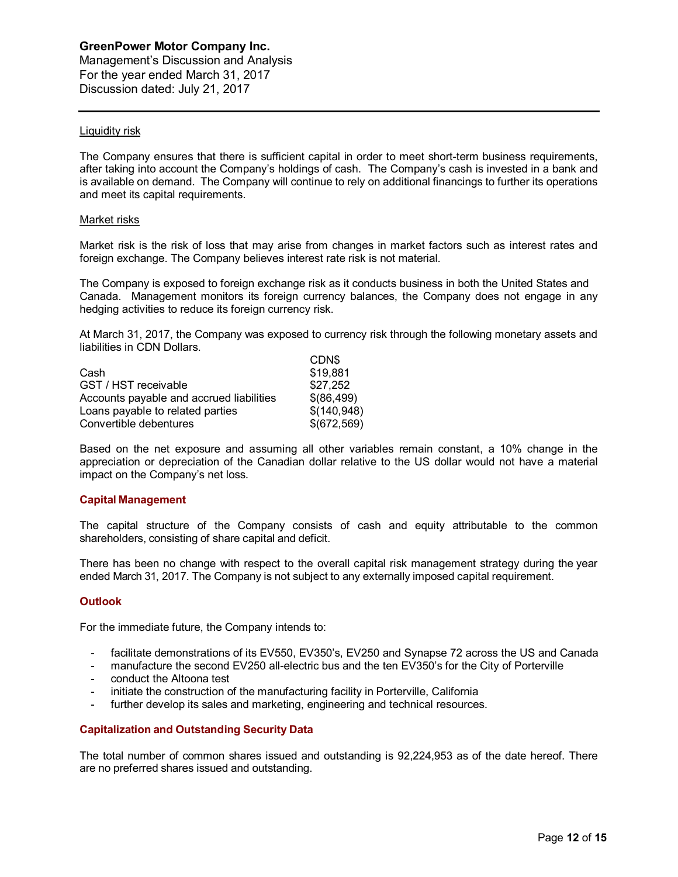Liquidity risk

The Company ensures that there is sufficient capital in order to meet short-term business requirements, after taking into account the Company's holdings of cash. The Company's cash is invested in a bank and is available on demand. The Company will continue to rely on additional financings to further its operations and meet its capital requirements.

Market risks

Market risk is the risk of loss that may arise from changes in market factors such as interest rates and foreign exchange. The Company believes interest rate risk is not material.

The Company is exposed to foreign exchange risk as it conducts business in both the United States and Canada. Management monitors its foreign currency balances, the Company does not engage in any hedging activities to reduce its foreign currency risk.

At March 31, 2017, the Company was exposed to currency risk through the following monetary assets and liabilities in CDN Dollars.

| | CDN$ |
|---|---|
| Cash | $19,881 |
| GST / HST receivable | $27,252 |
| Accounts payable and accrued liabilities | $(86,499) |
| Loans payable to related parties | $(140,948) |
| Convertible debentures | $(672,569) |

Based on the net exposure and assuming all other variables remain constant, a 10% change in the appreciation or depreciation of the Canadian dollar relative to the US dollar would not have a material impact on the Company's net loss.

## Capital Management

The capital structure of the Company consists of cash and equity attributable to the common shareholders, consisting of share capital and deficit.

There has been no change with respect to the overall capital risk management strategy during the year ended March 31, 2017. The Company is not subject to any externally imposed capital requirement.

## Outlook

For the immediate future, the Company intends to:

- facilitate demonstrations of its EV550, EV350's, EV250 and Synapse 72 across the US and Canada
- manufacture the second EV250 all-electric bus and the ten EV350's for the City of Porterville
- conduct the Altoona test
- initiate the construction of the manufacturing facility in Porterville, California
- further develop its sales and marketing, engineering and technical resources.

## Capitalization and Outstanding Security Data

The total number of common shares issued and outstanding is 92,224,953 as of the date hereof. There are no preferred shares issued and outstanding.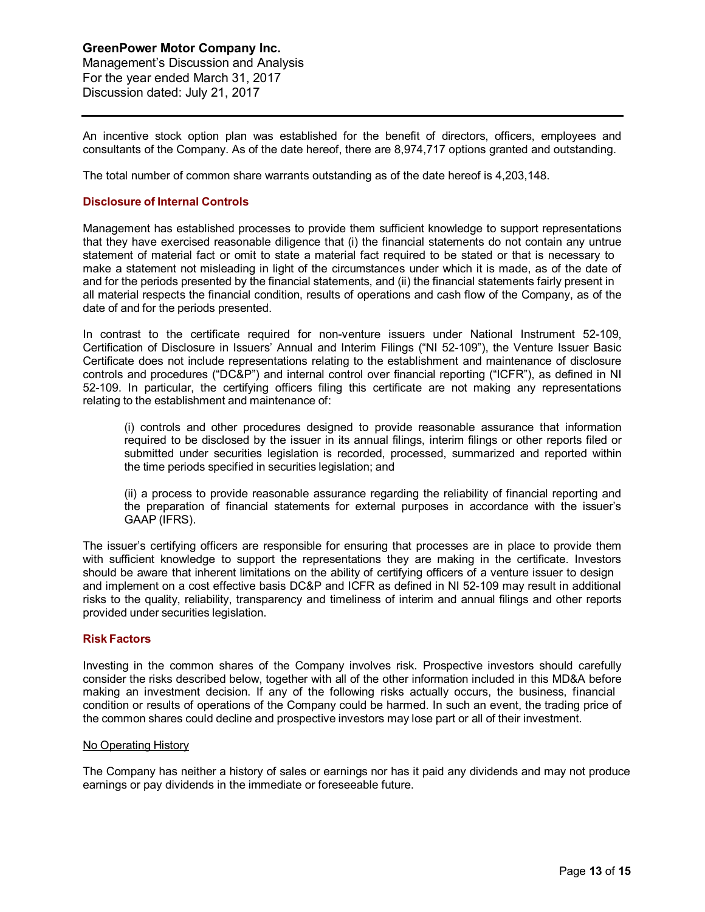An incentive stock option plan was established for the benefit of directors, officers, employees and consultants of the Company. As of the date hereof, there are 8,974,717 options granted and outstanding.

The total number of common share warrants outstanding as of the date hereof is 4,203,148.

## Disclosure of Internal Controls

Management has established processes to provide them sufficient knowledge to support representations that they have exercised reasonable diligence that (i) the financial statements do not contain any untrue statement of material fact or omit to state a material fact required to be stated or that is necessary to make a statement not misleading in light of the circumstances under which it is made, as of the date of and for the periods presented by the financial statements, and (ii) the financial statements fairly present in all material respects the financial condition, results of operations and cash flow of the Company, as of the date of and for the periods presented.

In contrast to the certificate required for non-venture issuers under National Instrument 52-109, Certification of Disclosure in Issuers' Annual and Interim Filings ("NI 52-109"), the Venture Issuer Basic Certificate does not include representations relating to the establishment and maintenance of disclosure controls and procedures ("DC&P") and internal control over financial reporting ("ICFR"), as defined in NI 52-109. In particular, the certifying officers filing this certificate are not making any representations relating to the establishment and maintenance of:

> (i) controls and other procedures designed to provide reasonable assurance that information required to be disclosed by the issuer in its annual filings, interim filings or other reports filed or submitted under securities legislation is recorded, processed, summarized and reported within the time periods specified in securities legislation; and
>
> (ii) a process to provide reasonable assurance regarding the reliability of financial reporting and the preparation of financial statements for external purposes in accordance with the issuer's GAAP (IFRS).

The issuer's certifying officers are responsible for ensuring that processes are in place to provide them with sufficient knowledge to support the representations they are making in the certificate. Investors should be aware that inherent limitations on the ability of certifying officers of a venture issuer to design and implement on a cost effective basis DC&P and ICFR as defined in NI 52-109 may result in additional risks to the quality, reliability, transparency and timeliness of interim and annual filings and other reports provided under securities legislation.

## Risk Factors

Investing in the common shares of the Company involves risk. Prospective investors should carefully consider the risks described below, together with all of the other information included in this MD&A before making an investment decision. If any of the following risks actually occurs, the business, financial condition or results of operations of the Company could be harmed. In such an event, the trading price of the common shares could decline and prospective investors may lose part or all of their investment.

### No Operating History

The Company has neither a history of sales or earnings nor has it paid any dividends and may not produce earnings or pay dividends in the immediate or foreseeable future.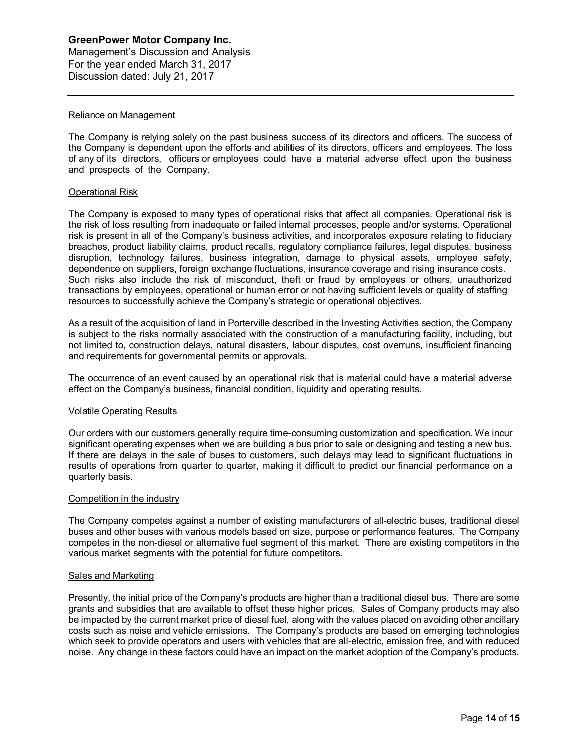#### Reliance on Management

The Company is relying solely on the past business success of its directors and officers. The success of the Company is dependent upon the efforts and abilities of its directors, officers and employees. The loss of any of its directors, officers or employees could have a material adverse effect upon the business and prospects of the Company.

#### Operational Risk

The Company is exposed to many types of operational risks that affect all companies. Operational risk is the risk of loss resulting from inadequate or failed internal processes, people and/or systems. Operational risk is present in all of the Company's business activities, and incorporates exposure relating to fiduciary breaches, product liability claims, product recalls, regulatory compliance failures, legal disputes, business disruption, technology failures, business integration, damage to physical assets, employee safety, dependence on suppliers, foreign exchange fluctuations, insurance coverage and rising insurance costs. Such risks also include the risk of misconduct, theft or fraud by employees or others, unauthorized transactions by employees, operational or human error or not having sufficient levels or quality of staffing resources to successfully achieve the Company's strategic or operational objectives.

As a result of the acquisition of land in Porterville described in the Investing Activities section, the Company is subject to the risks normally associated with the construction of a manufacturing facility, including, but not limited to, construction delays, natural disasters, labour disputes, cost overruns, insufficient financing and requirements for governmental permits or approvals.

The occurrence of an event caused by an operational risk that is material could have a material adverse effect on the Company's business, financial condition, liquidity and operating results.

#### Volatile Operating Results

Our orders with our customers generally require time-consuming customization and specification. We incur significant operating expenses when we are building a bus prior to sale or designing and testing a new bus. If there are delays in the sale of buses to customers, such delays may lead to significant fluctuations in results of operations from quarter to quarter, making it difficult to predict our financial performance on a quarterly basis.

#### Competition in the industry

The Company competes against a number of existing manufacturers of all-electric buses, traditional diesel buses and other buses with various models based on size, purpose or performance features. The Company competes in the non-diesel or alternative fuel segment of this market. There are existing competitors in the various market segments with the potential for future competitors.

#### Sales and Marketing

Presently, the initial price of the Company's products are higher than a traditional diesel bus. There are some grants and subsidies that are available to offset these higher prices. Sales of Company products may also be impacted by the current market price of diesel fuel, along with the values placed on avoiding other ancillary costs such as noise and vehicle emissions. The Company's products are based on emerging technologies which seek to provide operators and users with vehicles that are all-electric, emission free, and with reduced noise. Any change in these factors could have an impact on the market adoption of the Company's products.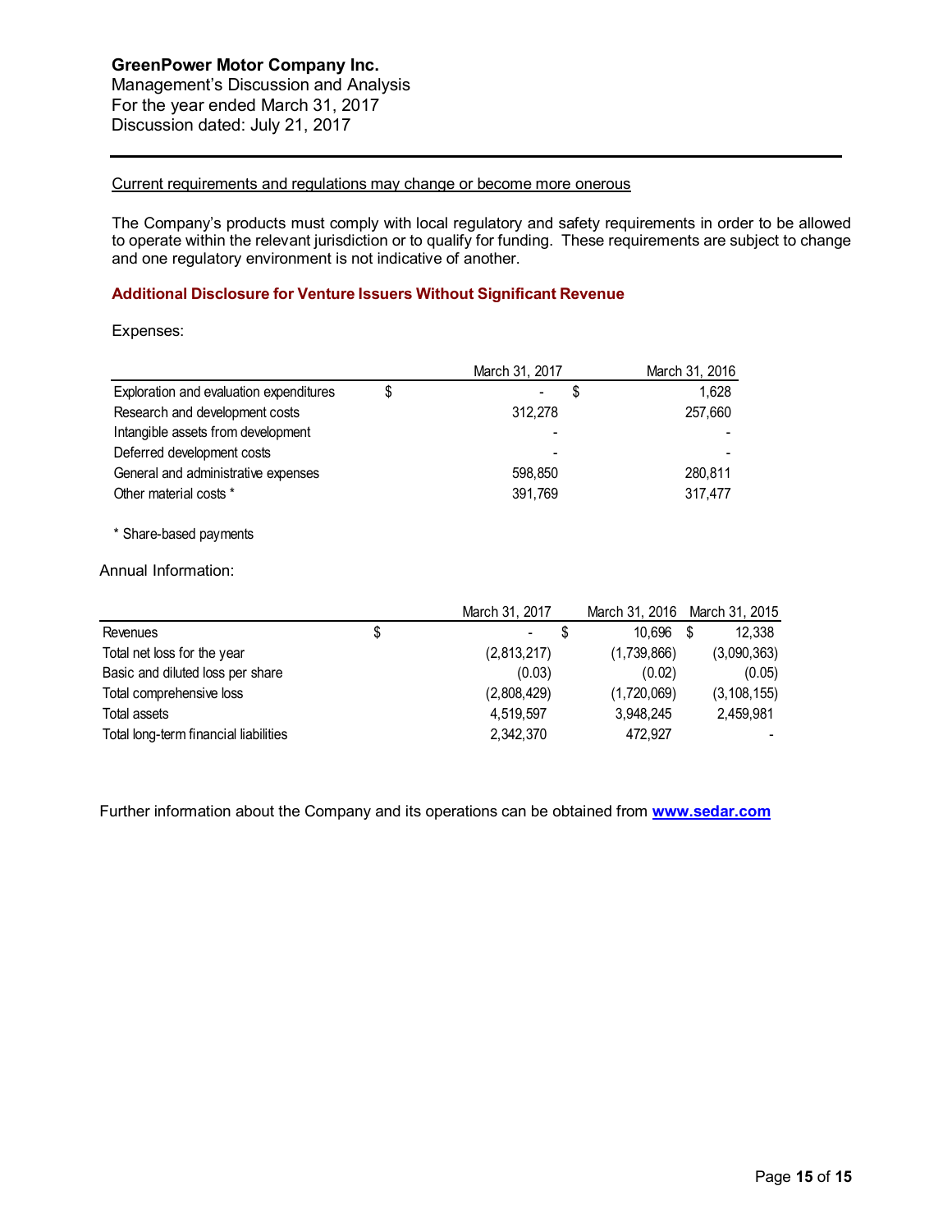Current requirements and regulations may change or become more onerous

The Company's products must comply with local regulatory and safety requirements in order to be allowed to operate within the relevant jurisdiction or to qualify for funding. These requirements are subject to change and one regulatory environment is not indicative of another.

### Additional Disclosure for Venture Issuers Without Significant Revenue

Expenses:

| | March 31, 2017 | March 31, 2016 |
|---|---|---|
| Exploration and evaluation expenditures | $ - | $ 1,628 |
| Research and development costs | 312,278 | 257,660 |
| Intangible assets from development | - | - |
| Deferred development costs | - | - |
| General and administrative expenses | 598,850 | 280,811 |
| Other material costs * | 391,769 | 317,477 |

\* Share-based payments

Annual Information:

| | March 31, 2017 | March 31, 2016 | March 31, 2015 |
|---|---|---|---|
| Revenues | $ - | $ 10,696 | $ 12,338 |
| Total net loss for the year | (2,813,217) | (1,739,866) | (3,090,363) |
| Basic and diluted loss per share | (0.03) | (0.02) | (0.05) |
| Total comprehensive loss | (2,808,429) | (1,720,069) | (3,108,155) |
| Total assets | 4,519,597 | 3,948,245 | 2,459,981 |
| Total long-term financial liabilities | 2,342,370 | 472,927 | - |

Further information about the Company and its operations can be obtained from **www.sedar.com**